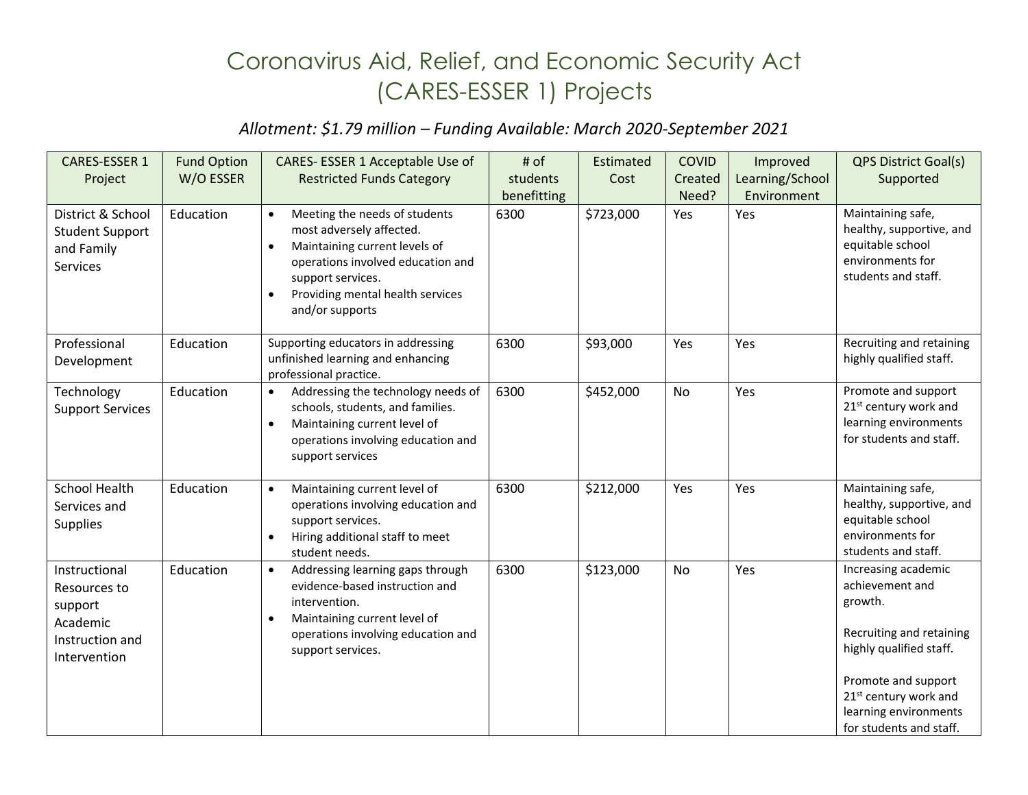# Coronavirus Aid, Relief, and Economic Security Act (CARES-ESSER 1) Projects

*Allotment: $1.79 million – Funding Available: March 2020-September 2021*

| CARES-ESSER 1 Project | Fund Option W/O ESSER | CARES- ESSER 1 Acceptable Use of Restricted Funds Category | # of students benefitting | Estimated Cost | COVID Created Need? | Improved Learning/School Environment | QPS District Goal(s) Supported |
|---|---|---|---|---|---|---|---|
| District & School Student Support and Family Services | Education | • Meeting the needs of students most adversely affected.<br>• Maintaining current levels of operations involved education and support services.<br>• Providing mental health services and/or supports | 6300 | $723,000 | Yes | Yes | Maintaining safe, healthy, supportive, and equitable school environments for students and staff. |
| Professional Development | Education | Supporting educators in addressing unfinished learning and enhancing professional practice. | 6300 | $93,000 | Yes | Yes | Recruiting and retaining highly qualified staff. |
| Technology Support Services | Education | • Addressing the technology needs of schools, students, and families.<br>• Maintaining current level of operations involving education and support services | 6300 | $452,000 | No | Yes | Promote and support 21st century work and learning environments for students and staff. |
| School Health Services and Supplies | Education | • Maintaining current level of operations involving education and support services.<br>• Hiring additional staff to meet student needs. | 6300 | $212,000 | Yes | Yes | Maintaining safe, healthy, supportive, and equitable school environments for students and staff. |
| Instructional Resources to support Academic Instruction and Intervention | Education | • Addressing learning gaps through evidence-based instruction and intervention.<br>• Maintaining current level of operations involving education and support services. | 6300 | $123,000 | No | Yes | Increasing academic achievement and growth.<br><br>Recruiting and retaining highly qualified staff.<br><br>Promote and support 21st century work and learning environments for students and staff. |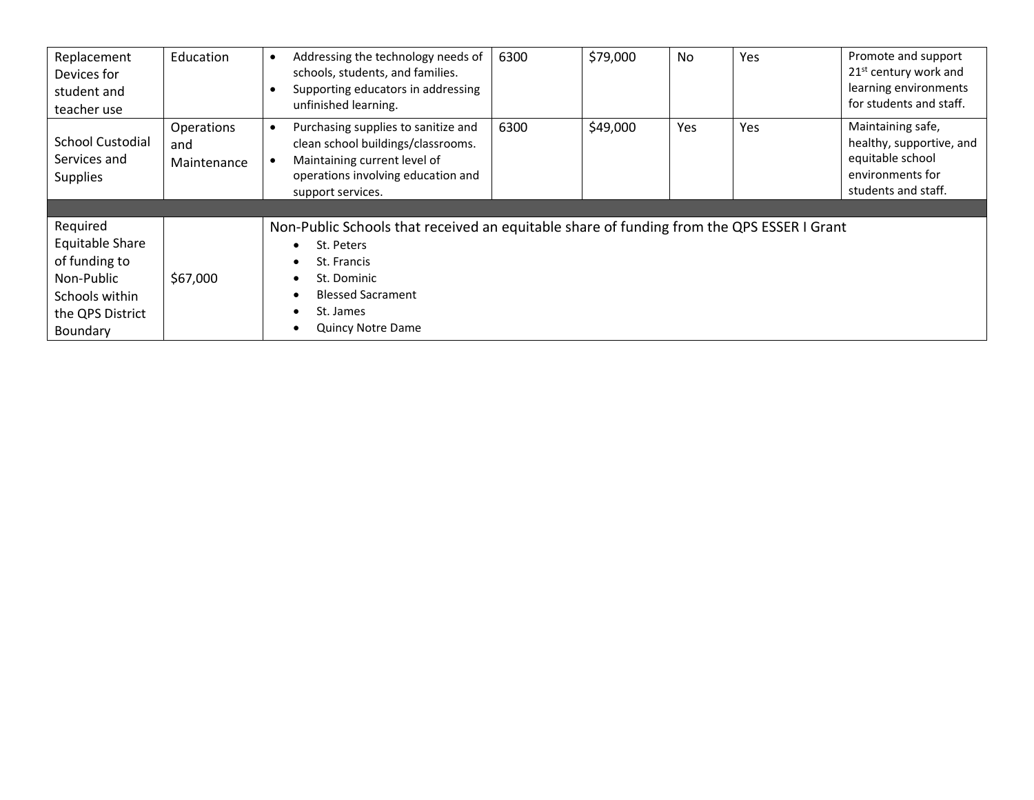| | | | | | | | |
|---|---|---|---|---|---|---|---|
| Replacement Devices for student and teacher use | Education | • Addressing the technology needs of schools, students, and families.<br>• Supporting educators in addressing unfinished learning. | 6300 | $79,000 | No | Yes | Promote and support 21st century work and learning environments for students and staff. |
| School Custodial Services and Supplies | Operations and Maintenance | • Purchasing supplies to sanitize and clean school buildings/classrooms.<br>• Maintaining current level of operations involving education and support services. | 6300 | $49,000 | Yes | Yes | Maintaining safe, healthy, supportive, and equitable school environments for students and staff. |
| | | | | | | | |
| Required Equitable Share of funding to Non-Public Schools within the QPS District Boundary | $67,000 | Non-Public Schools that received an equitable share of funding from the QPS ESSER I Grant<br>• St. Peters<br>• St. Francis<br>• St. Dominic<br>• Blessed Sacrament<br>• St. James<br>• Quincy Notre Dame | | | | | |